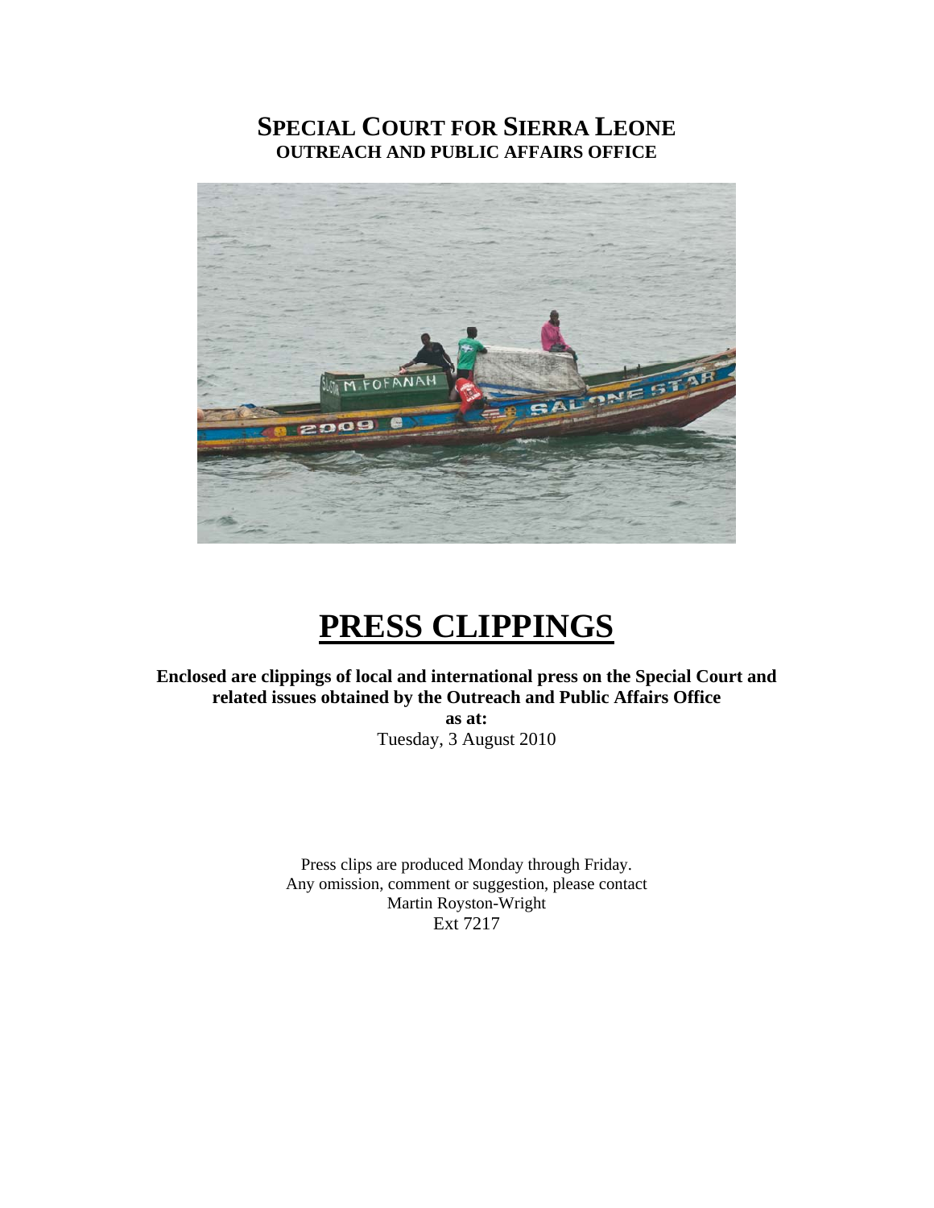# SPECIAL COURT FOR SIERRA LEONE

**OUTREACH AND PUBLIC AFFAIRS OFFICE**

# PRESS CLIPPINGS

**Enclosed are clippings of local and international press on the Special Court and related issues obtained by the Outreach and Public Affairs Office**

**as at:**

Tuesday, 3 August 2010

Press clips are produced Monday through Friday.
Any omission, comment or suggestion, please contact
Martin Royston-Wright
Ext 7217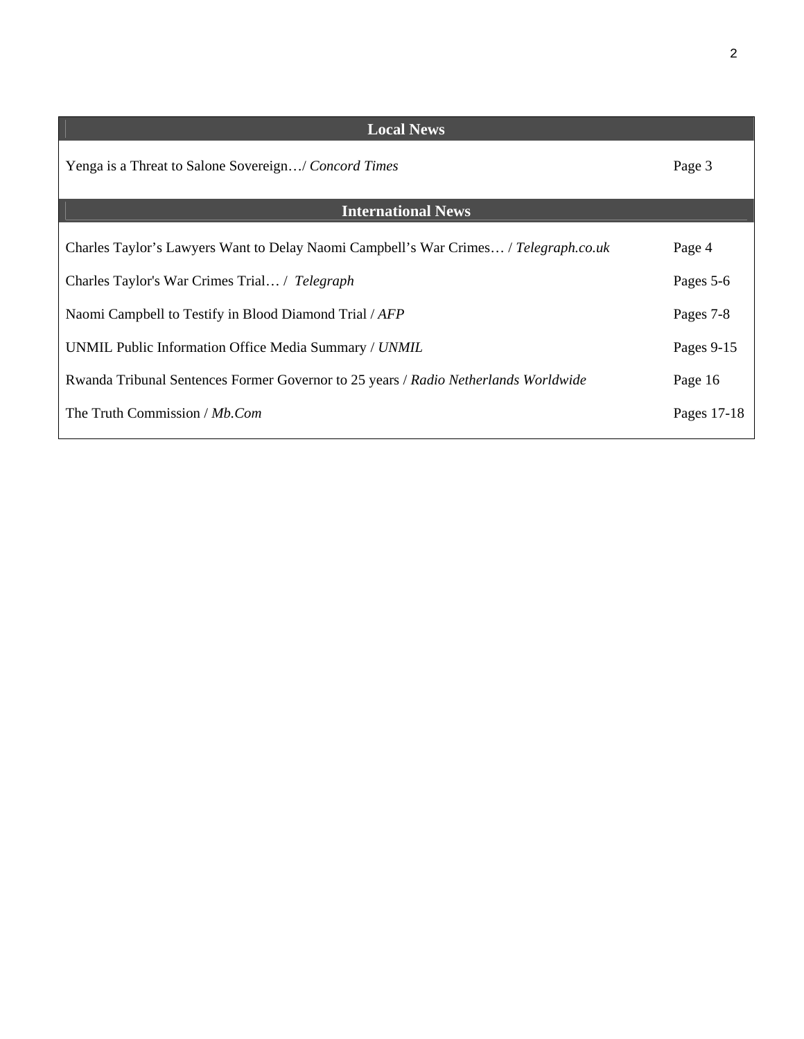| Local News | |
|---|---|
| Yenga is a Threat to Salone Sovereign…/ *Concord Times* | Page 3 |
| **International News** | |
| Charles Taylor's Lawyers Want to Delay Naomi Campbell's War Crimes… / *Telegraph.co.uk* | Page 4 |
| Charles Taylor's War Crimes Trial… / *Telegraph* | Pages 5-6 |
| Naomi Campbell to Testify in Blood Diamond Trial / *AFP* | Pages 7-8 |
| UNMIL Public Information Office Media Summary / *UNMIL* | Pages 9-15 |
| Rwanda Tribunal Sentences Former Governor to 25 years / *Radio Netherlands Worldwide* | Page 16 |
| The Truth Commission / *Mb.Com* | Pages 17-18 |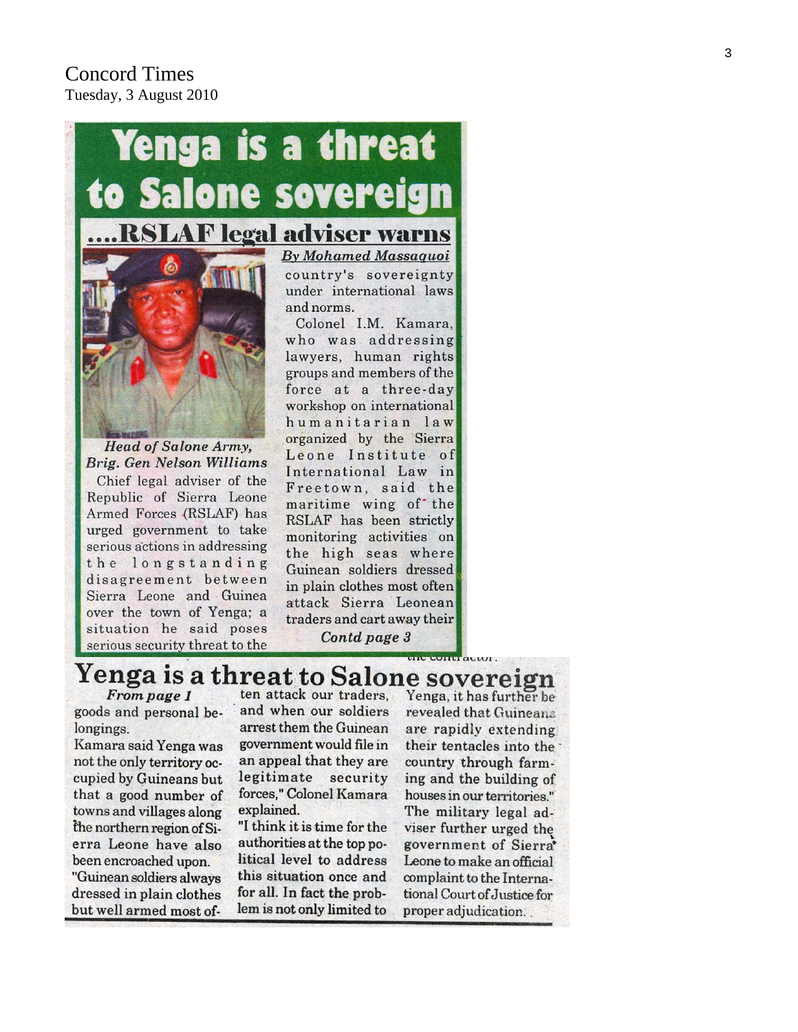Concord Times
Tuesday, 3 August 2010

# Yenga is a threat to Salone sovereign

## ....RSLAF legal adviser warns

*By Mohamed Massaquoi*

*Head of Salone Army, Brig. Gen Nelson Williams*

Chief legal adviser of the Republic of Sierra Leone Armed Forces (RSLAF) has urged government to take serious actions in addressing the longstanding disagreement between Sierra Leone and Guinea over the town of Yenga; a situation he said poses serious security threat to the country's sovereignty under international laws and norms.

Colonel I.M. Kamara, who was addressing lawyers, human rights groups and members of the force at a three-day workshop on international humanitarian law organized by the Sierra Leone Institute of International Law in Freetown, said the maritime wing of the RSLAF has been strictly monitoring activities on the high seas where Guinean soldiers dressed in plain clothes most often attack Sierra Leonean traders and cart away their

*Contd page 3*

## Yenga is a threat to Salone sovereign

*From page 1*

goods and personal belongings.

Kamara said Yenga was not the only territory occupied by Guineans but that a good number of towns and villages along the northern region of Sierra Leone have also been encroached upon.

"Guinean soldiers always dressed in plain clothes but well armed most often attack our traders, and when our soldiers arrest them the Guinean government would file in an appeal that they are legitimate security forces," Colonel Kamara explained.

"I think it is time for the authorities at the top political level to address this situation once and for all. In fact the problem is not only limited to Yenga, it has further be revealed that Guineans are rapidly extending their tentacles into the country through farming and the building of houses in our territories."

The military legal adviser further urged the government of Sierra Leone to make an official complaint to the International Court of Justice for proper adjudication.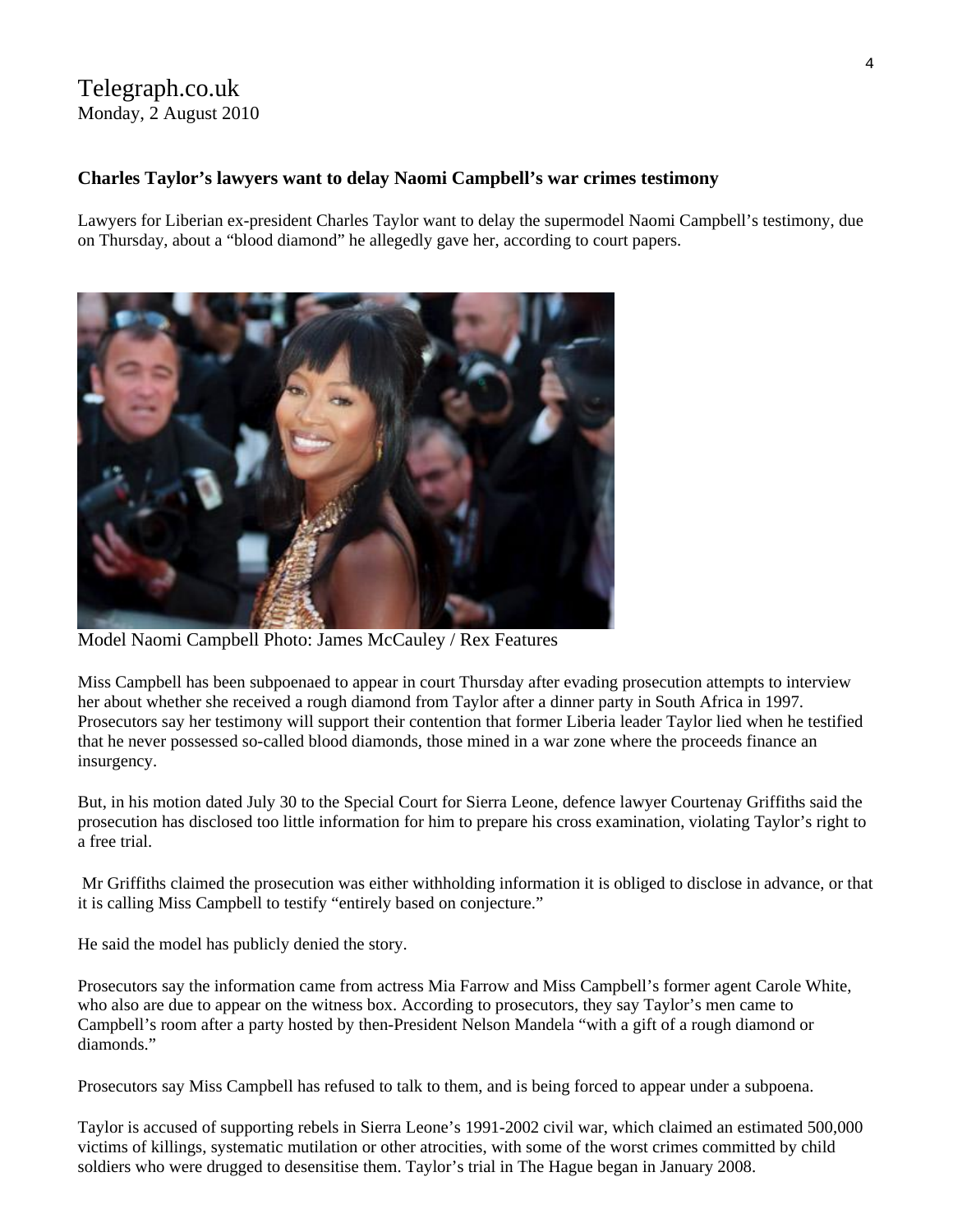Telegraph.co.uk
Monday, 2 August 2010

**Charles Taylor's lawyers want to delay Naomi Campbell's war crimes testimony**

Lawyers for Liberian ex-president Charles Taylor want to delay the supermodel Naomi Campbell's testimony, due on Thursday, about a "blood diamond" he allegedly gave her, according to court papers.

Model Naomi Campbell Photo: James McCauley / Rex Features

Miss Campbell has been subpoenaed to appear in court Thursday after evading prosecution attempts to interview her about whether she received a rough diamond from Taylor after a dinner party in South Africa in 1997. Prosecutors say her testimony will support their contention that former Liberia leader Taylor lied when he testified that he never possessed so-called blood diamonds, those mined in a war zone where the proceeds finance an insurgency.

But, in his motion dated July 30 to the Special Court for Sierra Leone, defence lawyer Courtenay Griffiths said the prosecution has disclosed too little information for him to prepare his cross examination, violating Taylor's right to a free trial.

Mr Griffiths claimed the prosecution was either withholding information it is obliged to disclose in advance, or that it is calling Miss Campbell to testify "entirely based on conjecture."

He said the model has publicly denied the story.

Prosecutors say the information came from actress Mia Farrow and Miss Campbell's former agent Carole White, who also are due to appear on the witness box. According to prosecutors, they say Taylor's men came to Campbell's room after a party hosted by then-President Nelson Mandela "with a gift of a rough diamond or diamonds."

Prosecutors say Miss Campbell has refused to talk to them, and is being forced to appear under a subpoena.

Taylor is accused of supporting rebels in Sierra Leone's 1991-2002 civil war, which claimed an estimated 500,000 victims of killings, systematic mutilation or other atrocities, with some of the worst crimes committed by child soldiers who were drugged to desensitise them. Taylor's trial in The Hague began in January 2008.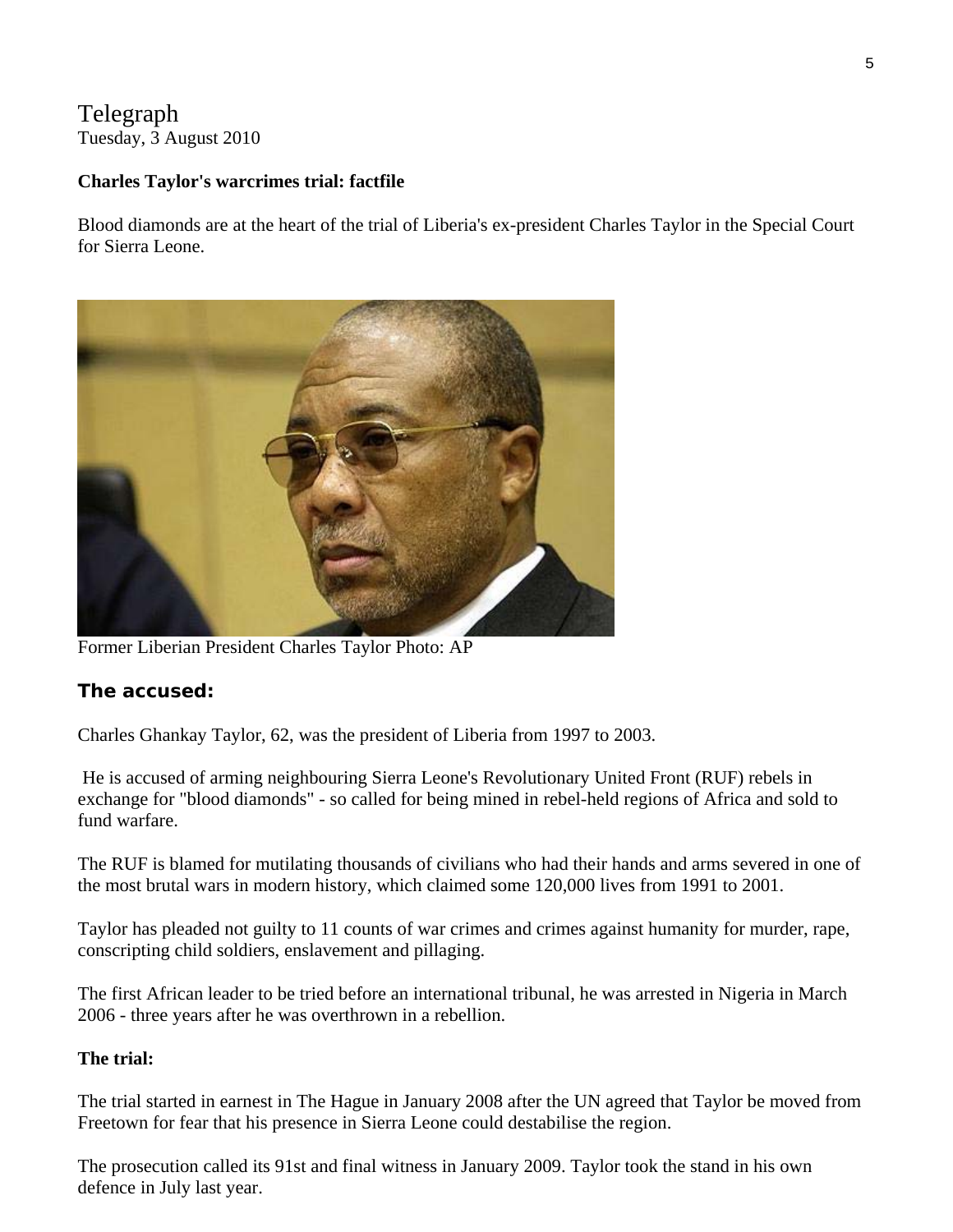Telegraph
Tuesday, 3 August 2010

**Charles Taylor's warcrimes trial: factfile**

Blood diamonds are at the heart of the trial of Liberia's ex-president Charles Taylor in the Special Court for Sierra Leone.

Former Liberian President Charles Taylor Photo: AP

## The accused:

Charles Ghankay Taylor, 62, was the president of Liberia from 1997 to 2003.

He is accused of arming neighbouring Sierra Leone's Revolutionary United Front (RUF) rebels in exchange for "blood diamonds" - so called for being mined in rebel-held regions of Africa and sold to fund warfare.

The RUF is blamed for mutilating thousands of civilians who had their hands and arms severed in one of the most brutal wars in modern history, which claimed some 120,000 lives from 1991 to 2001.

Taylor has pleaded not guilty to 11 counts of war crimes and crimes against humanity for murder, rape, conscripting child soldiers, enslavement and pillaging.

The first African leader to be tried before an international tribunal, he was arrested in Nigeria in March 2006 - three years after he was overthrown in a rebellion.

**The trial:**

The trial started in earnest in The Hague in January 2008 after the UN agreed that Taylor be moved from Freetown for fear that his presence in Sierra Leone could destabilise the region.

The prosecution called its 91st and final witness in January 2009. Taylor took the stand in his own defence in July last year.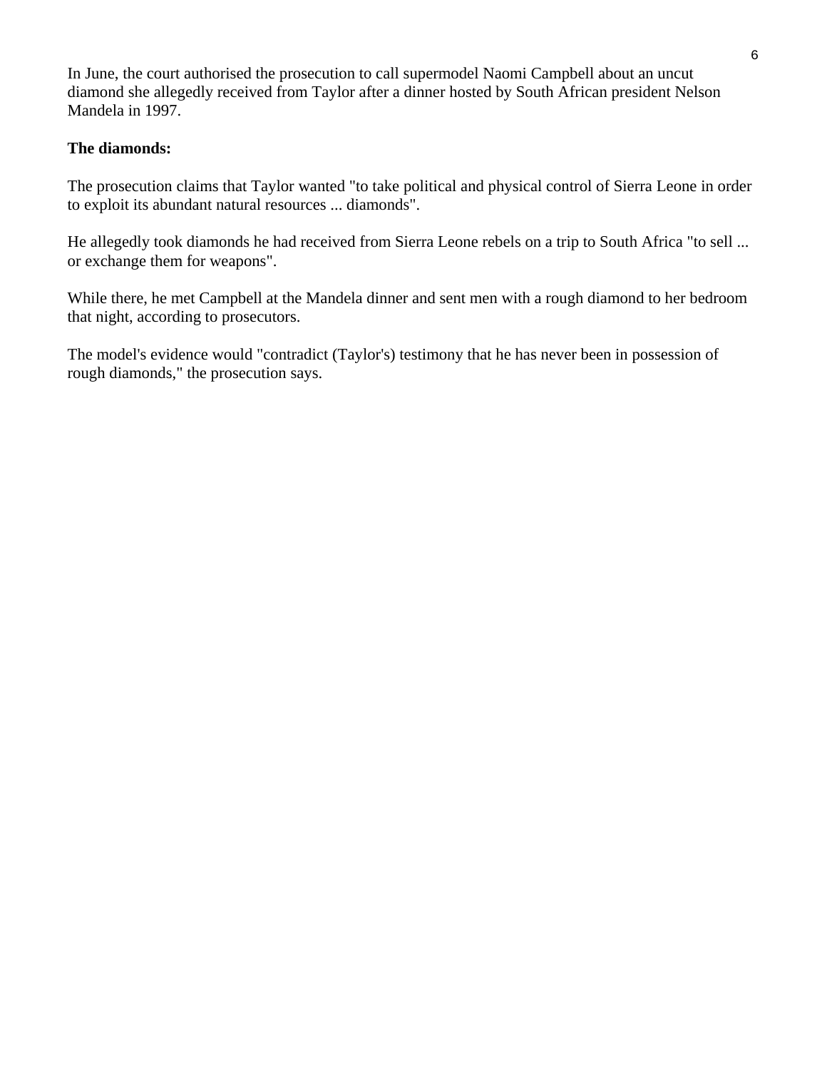In June, the court authorised the prosecution to call supermodel Naomi Campbell about an uncut diamond she allegedly received from Taylor after a dinner hosted by South African president Nelson Mandela in 1997.

**The diamonds:**

The prosecution claims that Taylor wanted "to take political and physical control of Sierra Leone in order to exploit its abundant natural resources ... diamonds".

He allegedly took diamonds he had received from Sierra Leone rebels on a trip to South Africa "to sell ... or exchange them for weapons".

While there, he met Campbell at the Mandela dinner and sent men with a rough diamond to her bedroom that night, according to prosecutors.

The model's evidence would "contradict (Taylor's) testimony that he has never been in possession of rough diamonds," the prosecution says.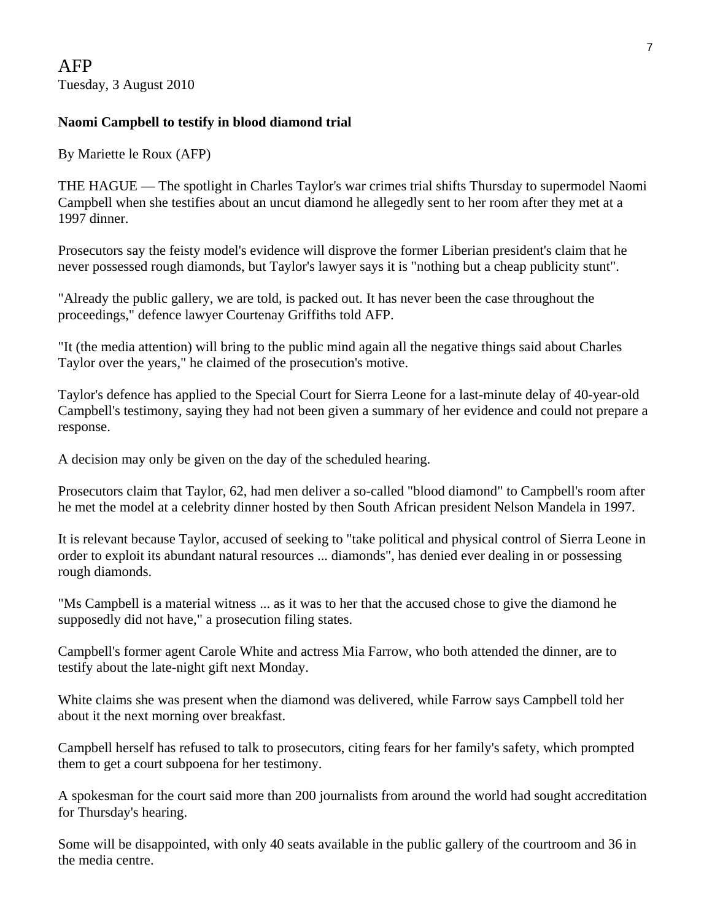AFP
Tuesday, 3 August 2010

**Naomi Campbell to testify in blood diamond trial**

By Mariette le Roux (AFP)

THE HAGUE — The spotlight in Charles Taylor's war crimes trial shifts Thursday to supermodel Naomi Campbell when she testifies about an uncut diamond he allegedly sent to her room after they met at a 1997 dinner.

Prosecutors say the feisty model's evidence will disprove the former Liberian president's claim that he never possessed rough diamonds, but Taylor's lawyer says it is "nothing but a cheap publicity stunt".

"Already the public gallery, we are told, is packed out. It has never been the case throughout the proceedings," defence lawyer Courtenay Griffiths told AFP.

"It (the media attention) will bring to the public mind again all the negative things said about Charles Taylor over the years," he claimed of the prosecution's motive.

Taylor's defence has applied to the Special Court for Sierra Leone for a last-minute delay of 40-year-old Campbell's testimony, saying they had not been given a summary of her evidence and could not prepare a response.

A decision may only be given on the day of the scheduled hearing.

Prosecutors claim that Taylor, 62, had men deliver a so-called "blood diamond" to Campbell's room after he met the model at a celebrity dinner hosted by then South African president Nelson Mandela in 1997.

It is relevant because Taylor, accused of seeking to "take political and physical control of Sierra Leone in order to exploit its abundant natural resources ... diamonds", has denied ever dealing in or possessing rough diamonds.

"Ms Campbell is a material witness ... as it was to her that the accused chose to give the diamond he supposedly did not have," a prosecution filing states.

Campbell's former agent Carole White and actress Mia Farrow, who both attended the dinner, are to testify about the late-night gift next Monday.

White claims she was present when the diamond was delivered, while Farrow says Campbell told her about it the next morning over breakfast.

Campbell herself has refused to talk to prosecutors, citing fears for her family's safety, which prompted them to get a court subpoena for her testimony.

A spokesman for the court said more than 200 journalists from around the world had sought accreditation for Thursday's hearing.

Some will be disappointed, with only 40 seats available in the public gallery of the courtroom and 36 in the media centre.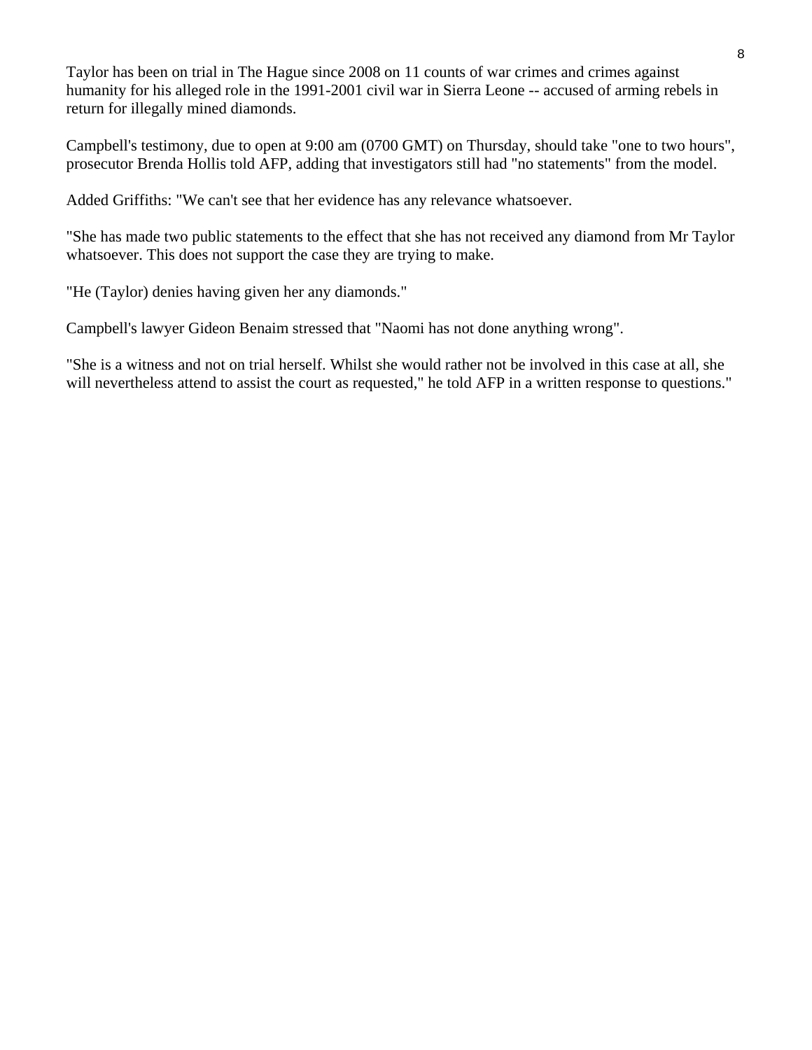Taylor has been on trial in The Hague since 2008 on 11 counts of war crimes and crimes against humanity for his alleged role in the 1991-2001 civil war in Sierra Leone -- accused of arming rebels in return for illegally mined diamonds.

Campbell's testimony, due to open at 9:00 am (0700 GMT) on Thursday, should take "one to two hours", prosecutor Brenda Hollis told AFP, adding that investigators still had "no statements" from the model.

Added Griffiths: "We can't see that her evidence has any relevance whatsoever.

"She has made two public statements to the effect that she has not received any diamond from Mr Taylor whatsoever. This does not support the case they are trying to make.

"He (Taylor) denies having given her any diamonds."

Campbell's lawyer Gideon Benaim stressed that "Naomi has not done anything wrong".

"She is a witness and not on trial herself. Whilst she would rather not be involved in this case at all, she will nevertheless attend to assist the court as requested," he told AFP in a written response to questions."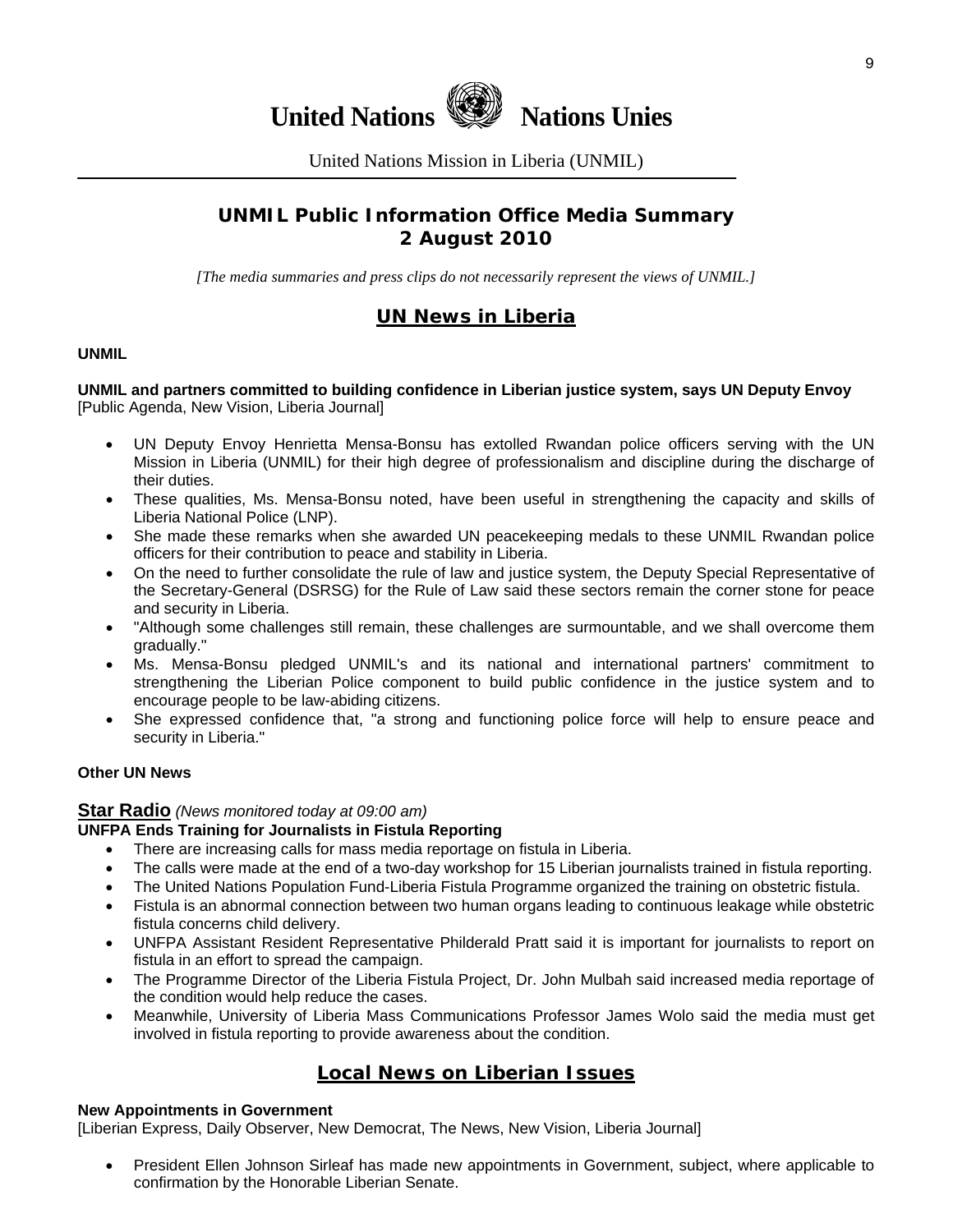# United Nations Nations Unies

United Nations Mission in Liberia (UNMIL)

## UNMIL Public Information Office Media Summary
## 2 August 2010

*[The media summaries and press clips do not necessarily represent the views of UNMIL.]*

## UN News in Liberia

**UNMIL**

**UNMIL and partners committed to building confidence in Liberian justice system, says UN Deputy Envoy**
[Public Agenda, New Vision, Liberia Journal]

- UN Deputy Envoy Henrietta Mensa-Bonsu has extolled Rwandan police officers serving with the UN Mission in Liberia (UNMIL) for their high degree of professionalism and discipline during the discharge of their duties.
- These qualities, Ms. Mensa-Bonsu noted, have been useful in strengthening the capacity and skills of Liberia National Police (LNP).
- She made these remarks when she awarded UN peacekeeping medals to these UNMIL Rwandan police officers for their contribution to peace and stability in Liberia.
- On the need to further consolidate the rule of law and justice system, the Deputy Special Representative of the Secretary-General (DSRSG) for the Rule of Law said these sectors remain the corner stone for peace and security in Liberia.
- "Although some challenges still remain, these challenges are surmountable, and we shall overcome them gradually."
- Ms. Mensa-Bonsu pledged UNMIL's and its national and international partners' commitment to strengthening the Liberian Police component to build public confidence in the justice system and to encourage people to be law-abiding citizens.
- She expressed confidence that, "a strong and functioning police force will help to ensure peace and security in Liberia."

**Other UN News**

**Star Radio** *(News monitored today at 09:00 am)*
**UNFPA Ends Training for Journalists in Fistula Reporting**

- There are increasing calls for mass media reportage on fistula in Liberia.
- The calls were made at the end of a two-day workshop for 15 Liberian journalists trained in fistula reporting.
- The United Nations Population Fund-Liberia Fistula Programme organized the training on obstetric fistula.
- Fistula is an abnormal connection between two human organs leading to continuous leakage while obstetric fistula concerns child delivery.
- UNFPA Assistant Resident Representative Philderald Pratt said it is important for journalists to report on fistula in an effort to spread the campaign.
- The Programme Director of the Liberia Fistula Project, Dr. John Mulbah said increased media reportage of the condition would help reduce the cases.
- Meanwhile, University of Liberia Mass Communications Professor James Wolo said the media must get involved in fistula reporting to provide awareness about the condition.

## Local News on Liberian Issues

**New Appointments in Government**
[Liberian Express, Daily Observer, New Democrat, The News, New Vision, Liberia Journal]

- President Ellen Johnson Sirleaf has made new appointments in Government, subject, where applicable to confirmation by the Honorable Liberian Senate.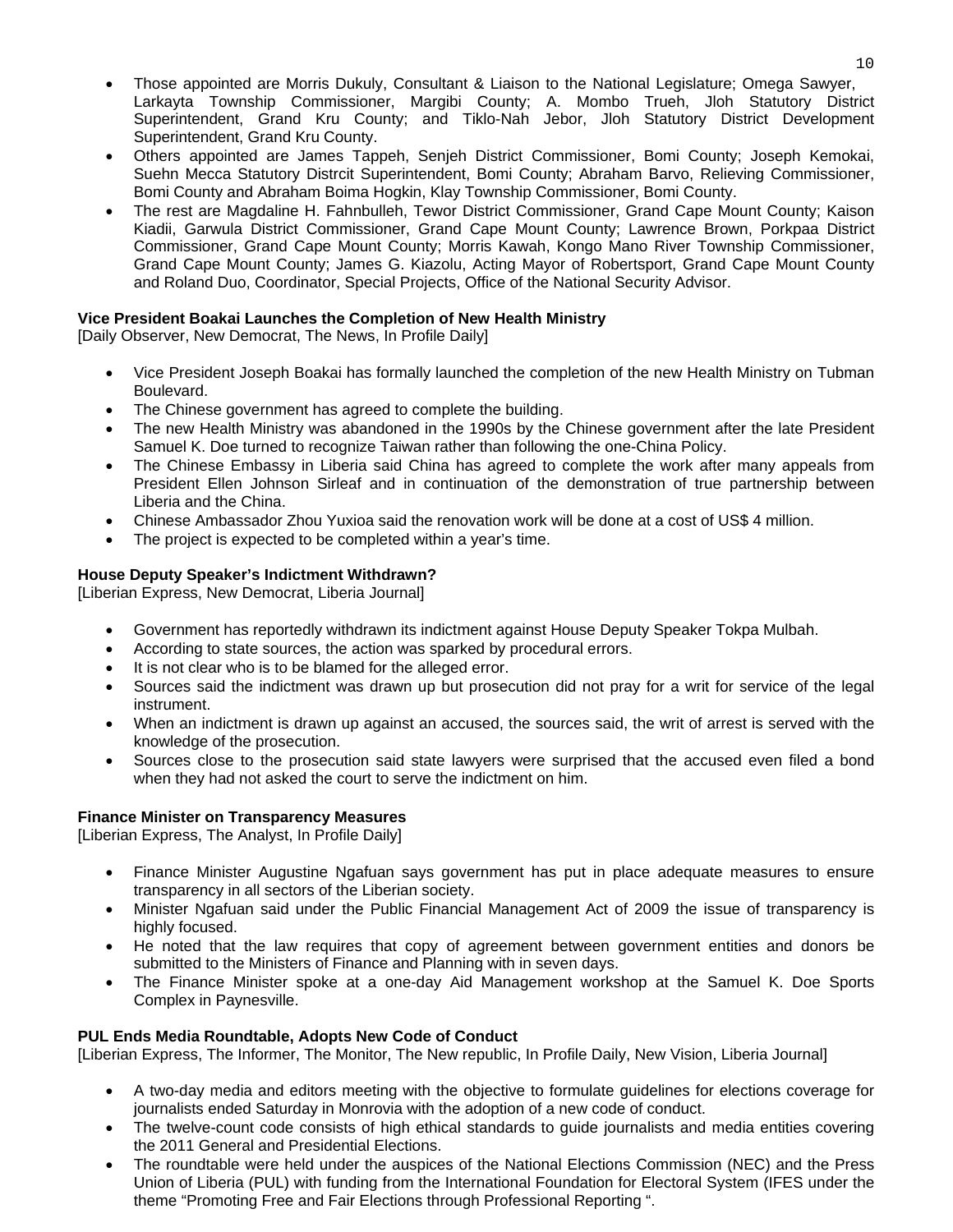- Those appointed are Morris Dukuly, Consultant & Liaison to the National Legislature; Omega Sawyer, Larkayta Township Commissioner, Margibi County; A. Mombo Trueh, Jloh Statutory District Superintendent, Grand Kru County; and Tiklo-Nah Jebor, Jloh Statutory District Development Superintendent, Grand Kru County.
- Others appointed are James Tappeh, Senjeh District Commissioner, Bomi County; Joseph Kemokai, Suehn Mecca Statutory Distrcit Superintendent, Bomi County; Abraham Barvo, Relieving Commissioner, Bomi County and Abraham Boima Hogkin, Klay Township Commissioner, Bomi County.
- The rest are Magdaline H. Fahnbulleh, Tewor District Commissioner, Grand Cape Mount County; Kaison Kiadii, Garwula District Commissioner, Grand Cape Mount County; Lawrence Brown, Porkpaa District Commissioner, Grand Cape Mount County; Morris Kawah, Kongo Mano River Township Commissioner, Grand Cape Mount County; James G. Kiazolu, Acting Mayor of Robertsport, Grand Cape Mount County and Roland Duo, Coordinator, Special Projects, Office of the National Security Advisor.

**Vice President Boakai Launches the Completion of New Health Ministry**
[Daily Observer, New Democrat, The News, In Profile Daily]

- Vice President Joseph Boakai has formally launched the completion of the new Health Ministry on Tubman Boulevard.
- The Chinese government has agreed to complete the building.
- The new Health Ministry was abandoned in the 1990s by the Chinese government after the late President Samuel K. Doe turned to recognize Taiwan rather than following the one-China Policy.
- The Chinese Embassy in Liberia said China has agreed to complete the work after many appeals from President Ellen Johnson Sirleaf and in continuation of the demonstration of true partnership between Liberia and the China.
- Chinese Ambassador Zhou Yuxioa said the renovation work will be done at a cost of US$ 4 million.
- The project is expected to be completed within a year's time.

**House Deputy Speaker's Indictment Withdrawn?**
[Liberian Express, New Democrat, Liberia Journal]

- Government has reportedly withdrawn its indictment against House Deputy Speaker Tokpa Mulbah.
- According to state sources, the action was sparked by procedural errors.
- It is not clear who is to be blamed for the alleged error.
- Sources said the indictment was drawn up but prosecution did not pray for a writ for service of the legal instrument.
- When an indictment is drawn up against an accused, the sources said, the writ of arrest is served with the knowledge of the prosecution.
- Sources close to the prosecution said state lawyers were surprised that the accused even filed a bond when they had not asked the court to serve the indictment on him.

**Finance Minister on Transparency Measures**
[Liberian Express, The Analyst, In Profile Daily]

- Finance Minister Augustine Ngafuan says government has put in place adequate measures to ensure transparency in all sectors of the Liberian society.
- Minister Ngafuan said under the Public Financial Management Act of 2009 the issue of transparency is highly focused.
- He noted that the law requires that copy of agreement between government entities and donors be submitted to the Ministers of Finance and Planning with in seven days.
- The Finance Minister spoke at a one-day Aid Management workshop at the Samuel K. Doe Sports Complex in Paynesville.

**PUL Ends Media Roundtable, Adopts New Code of Conduct**
[Liberian Express, The Informer, The Monitor, The New republic, In Profile Daily, New Vision, Liberia Journal]

- A two-day media and editors meeting with the objective to formulate guidelines for elections coverage for journalists ended Saturday in Monrovia with the adoption of a new code of conduct.
- The twelve-count code consists of high ethical standards to guide journalists and media entities covering the 2011 General and Presidential Elections.
- The roundtable were held under the auspices of the National Elections Commission (NEC) and the Press Union of Liberia (PUL) with funding from the International Foundation for Electoral System (IFES under the theme "Promoting Free and Fair Elections through Professional Reporting ".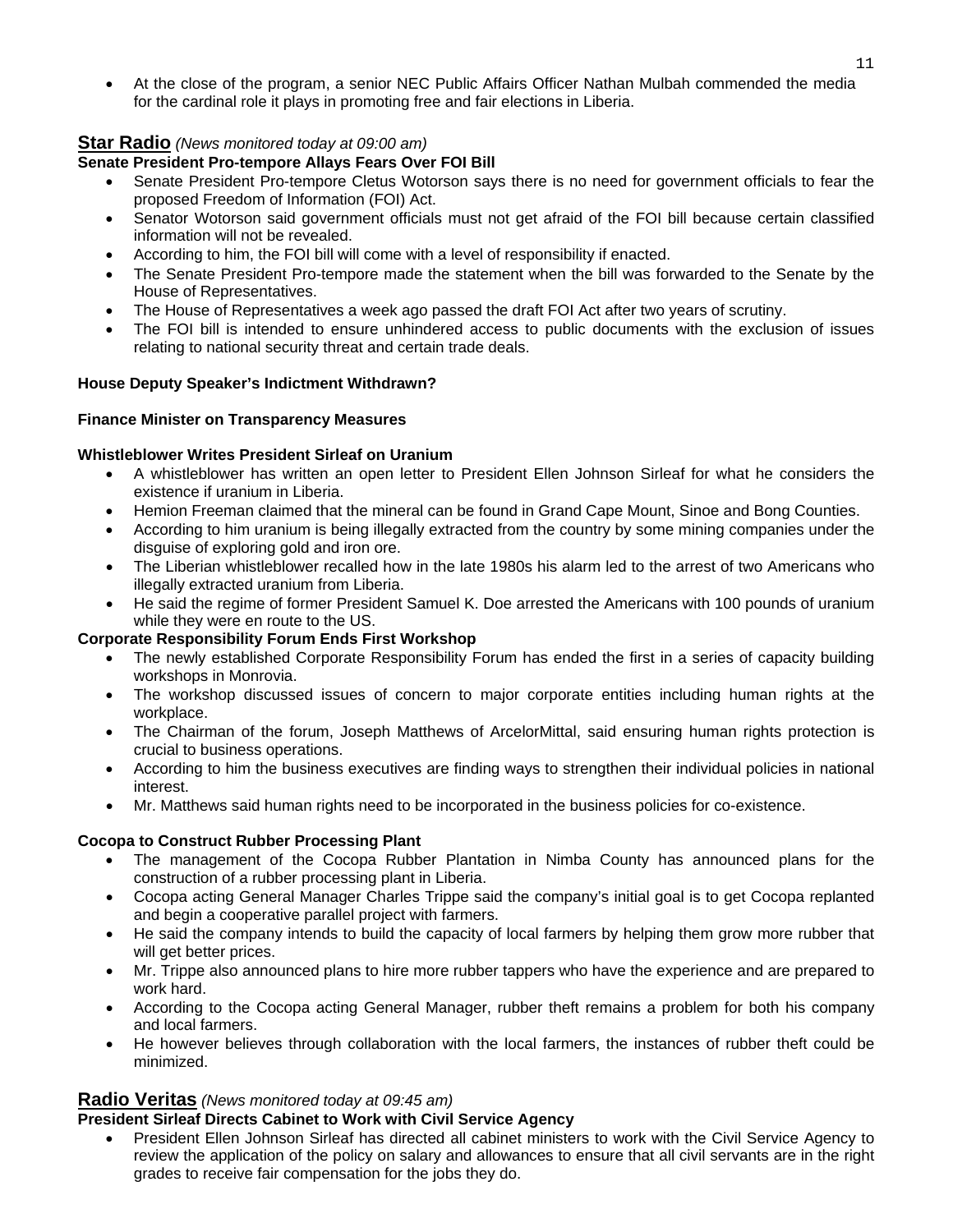- At the close of the program, a senior NEC Public Affairs Officer Nathan Mulbah commended the media for the cardinal role it plays in promoting free and fair elections in Liberia.

## Star Radio *(News monitored today at 09:00 am)*

**Senate President Pro-tempore Allays Fears Over FOI Bill**

- Senate President Pro-tempore Cletus Wotorson says there is no need for government officials to fear the proposed Freedom of Information (FOI) Act.
- Senator Wotorson said government officials must not get afraid of the FOI bill because certain classified information will not be revealed.
- According to him, the FOI bill will come with a level of responsibility if enacted.
- The Senate President Pro-tempore made the statement when the bill was forwarded to the Senate by the House of Representatives.
- The House of Representatives a week ago passed the draft FOI Act after two years of scrutiny.
- The FOI bill is intended to ensure unhindered access to public documents with the exclusion of issues relating to national security threat and certain trade deals.

**House Deputy Speaker's Indictment Withdrawn?**

**Finance Minister on Transparency Measures**

**Whistleblower Writes President Sirleaf on Uranium**

- A whistleblower has written an open letter to President Ellen Johnson Sirleaf for what he considers the existence if uranium in Liberia.
- Hemion Freeman claimed that the mineral can be found in Grand Cape Mount, Sinoe and Bong Counties.
- According to him uranium is being illegally extracted from the country by some mining companies under the disguise of exploring gold and iron ore.
- The Liberian whistleblower recalled how in the late 1980s his alarm led to the arrest of two Americans who illegally extracted uranium from Liberia.
- He said the regime of former President Samuel K. Doe arrested the Americans with 100 pounds of uranium while they were en route to the US.

**Corporate Responsibility Forum Ends First Workshop**

- The newly established Corporate Responsibility Forum has ended the first in a series of capacity building workshops in Monrovia.
- The workshop discussed issues of concern to major corporate entities including human rights at the workplace.
- The Chairman of the forum, Joseph Matthews of ArcelorMittal, said ensuring human rights protection is crucial to business operations.
- According to him the business executives are finding ways to strengthen their individual policies in national interest.
- Mr. Matthews said human rights need to be incorporated in the business policies for co-existence.

**Cocopa to Construct Rubber Processing Plant**

- The management of the Cocopa Rubber Plantation in Nimba County has announced plans for the construction of a rubber processing plant in Liberia.
- Cocopa acting General Manager Charles Trippe said the company's initial goal is to get Cocopa replanted and begin a cooperative parallel project with farmers.
- He said the company intends to build the capacity of local farmers by helping them grow more rubber that will get better prices.
- Mr. Trippe also announced plans to hire more rubber tappers who have the experience and are prepared to work hard.
- According to the Cocopa acting General Manager, rubber theft remains a problem for both his company and local farmers.
- He however believes through collaboration with the local farmers, the instances of rubber theft could be minimized.

## Radio Veritas *(News monitored today at 09:45 am)*

**President Sirleaf Directs Cabinet to Work with Civil Service Agency**

- President Ellen Johnson Sirleaf has directed all cabinet ministers to work with the Civil Service Agency to review the application of the policy on salary and allowances to ensure that all civil servants are in the right grades to receive fair compensation for the jobs they do.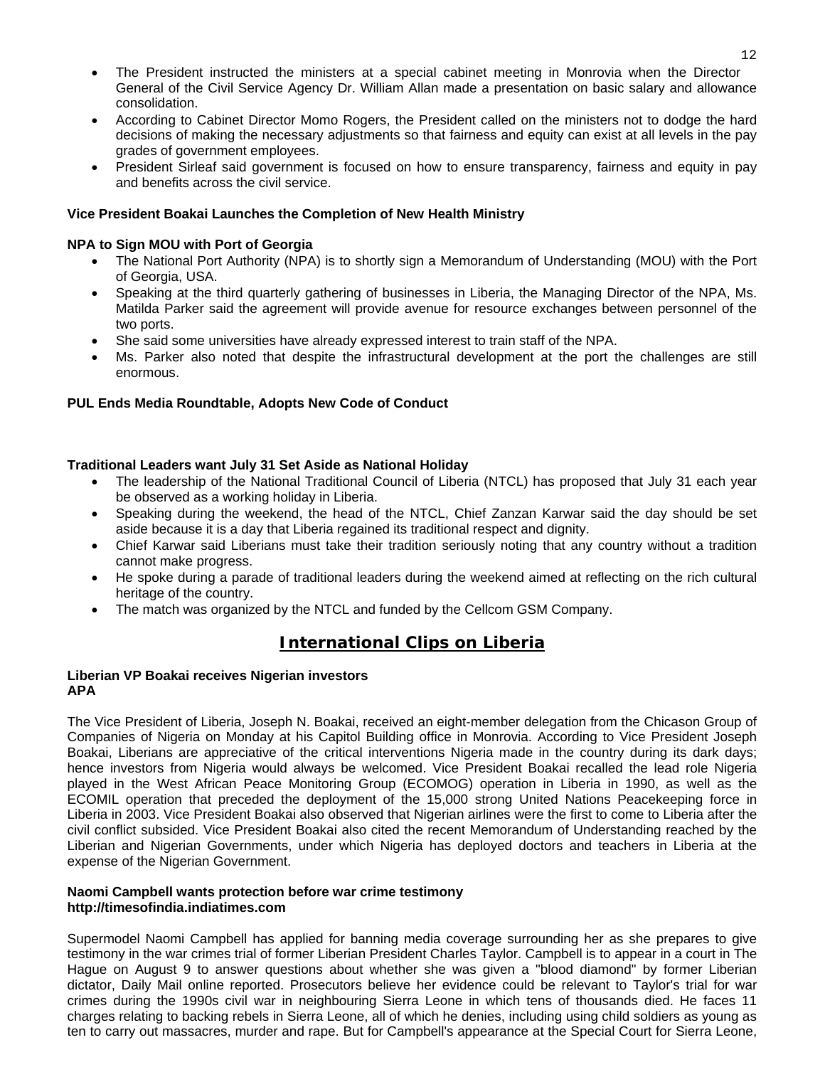- The President instructed the ministers at a special cabinet meeting in Monrovia when the Director General of the Civil Service Agency Dr. William Allan made a presentation on basic salary and allowance consolidation.
- According to Cabinet Director Momo Rogers, the President called on the ministers not to dodge the hard decisions of making the necessary adjustments so that fairness and equity can exist at all levels in the pay grades of government employees.
- President Sirleaf said government is focused on how to ensure transparency, fairness and equity in pay and benefits across the civil service.

**Vice President Boakai Launches the Completion of New Health Ministry**

**NPA to Sign MOU with Port of Georgia**

- The National Port Authority (NPA) is to shortly sign a Memorandum of Understanding (MOU) with the Port of Georgia, USA.
- Speaking at the third quarterly gathering of businesses in Liberia, the Managing Director of the NPA, Ms. Matilda Parker said the agreement will provide avenue for resource exchanges between personnel of the two ports.
- She said some universities have already expressed interest to train staff of the NPA.
- Ms. Parker also noted that despite the infrastructural development at the port the challenges are still enormous.

**PUL Ends Media Roundtable, Adopts New Code of Conduct**

**Traditional Leaders want July 31 Set Aside as National Holiday**

- The leadership of the National Traditional Council of Liberia (NTCL) has proposed that July 31 each year be observed as a working holiday in Liberia.
- Speaking during the weekend, the head of the NTCL, Chief Zanzan Karwar said the day should be set aside because it is a day that Liberia regained its traditional respect and dignity.
- Chief Karwar said Liberians must take their tradition seriously noting that any country without a tradition cannot make progress.
- He spoke during a parade of traditional leaders during the weekend aimed at reflecting on the rich cultural heritage of the country.
- The match was organized by the NTCL and funded by the Cellcom GSM Company.

## International Clips on Liberia

**Liberian VP Boakai receives Nigerian investors**
**APA**

The Vice President of Liberia, Joseph N. Boakai, received an eight-member delegation from the Chicason Group of Companies of Nigeria on Monday at his Capitol Building office in Monrovia. According to Vice President Joseph Boakai, Liberians are appreciative of the critical interventions Nigeria made in the country during its dark days; hence investors from Nigeria would always be welcomed. Vice President Boakai recalled the lead role Nigeria played in the West African Peace Monitoring Group (ECOMOG) operation in Liberia in 1990, as well as the ECOMIL operation that preceded the deployment of the 15,000 strong United Nations Peacekeeping force in Liberia in 2003. Vice President Boakai also observed that Nigerian airlines were the first to come to Liberia after the civil conflict subsided. Vice President Boakai also cited the recent Memorandum of Understanding reached by the Liberian and Nigerian Governments, under which Nigeria has deployed doctors and teachers in Liberia at the expense of the Nigerian Government.

**Naomi Campbell wants protection before war crime testimony**
**http://timesofindia.indiatimes.com**

Supermodel Naomi Campbell has applied for banning media coverage surrounding her as she prepares to give testimony in the war crimes trial of former Liberian President Charles Taylor. Campbell is to appear in a court in The Hague on August 9 to answer questions about whether she was given a "blood diamond" by former Liberian dictator, Daily Mail online reported. Prosecutors believe her evidence could be relevant to Taylor's trial for war crimes during the 1990s civil war in neighbouring Sierra Leone in which tens of thousands died. He faces 11 charges relating to backing rebels in Sierra Leone, all of which he denies, including using child soldiers as young as ten to carry out massacres, murder and rape. But for Campbell's appearance at the Special Court for Sierra Leone,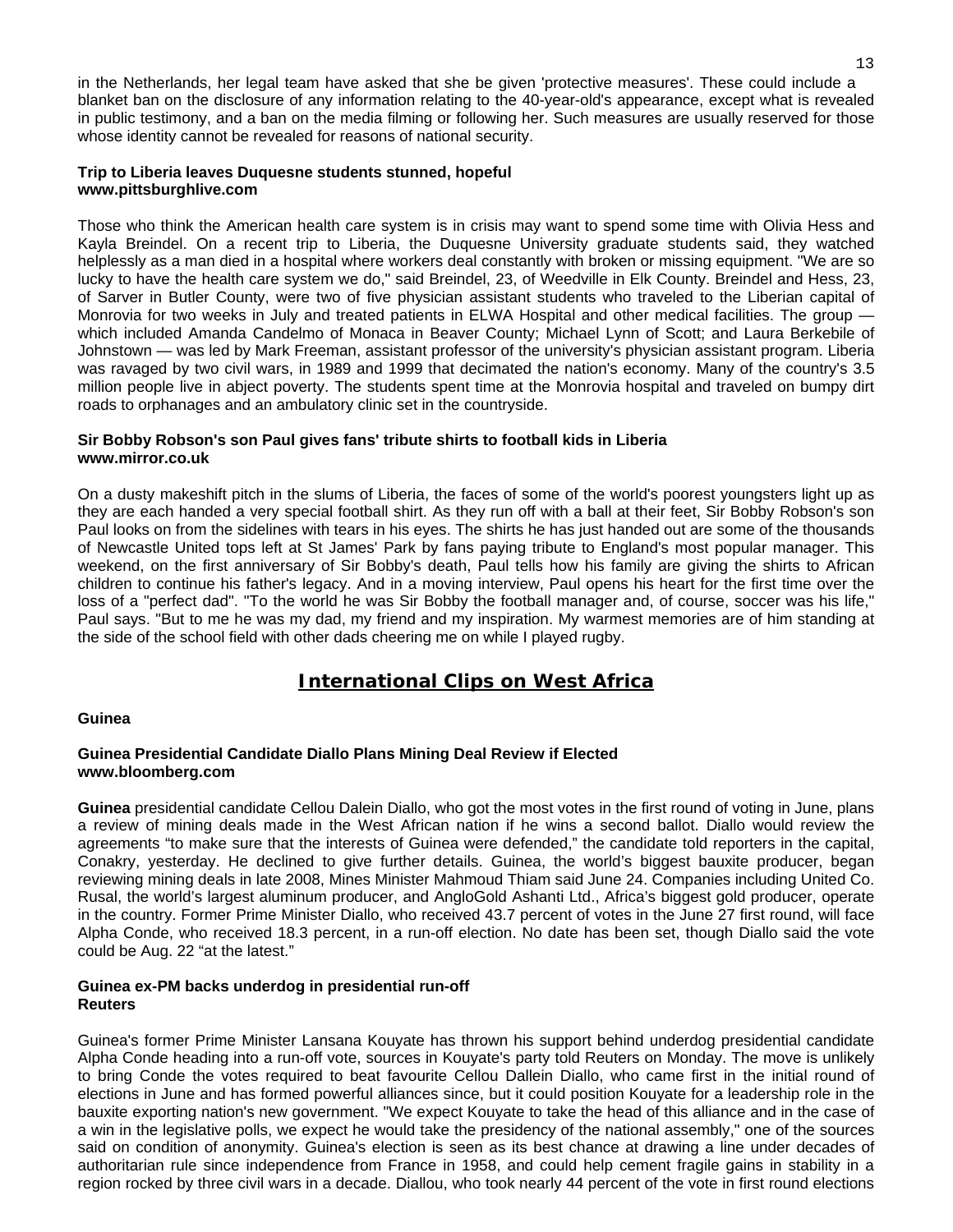in the Netherlands, her legal team have asked that she be given 'protective measures'. These could include a blanket ban on the disclosure of any information relating to the 40-year-old's appearance, except what is revealed in public testimony, and a ban on the media filming or following her. Such measures are usually reserved for those whose identity cannot be revealed for reasons of national security.

**Trip to Liberia leaves Duquesne students stunned, hopeful**
**www.pittsburghlive.com**

Those who think the American health care system is in crisis may want to spend some time with Olivia Hess and Kayla Breindel. On a recent trip to Liberia, the Duquesne University graduate students said, they watched helplessly as a man died in a hospital where workers deal constantly with broken or missing equipment. "We are so lucky to have the health care system we do," said Breindel, 23, of Weedville in Elk County. Breindel and Hess, 23, of Sarver in Butler County, were two of five physician assistant students who traveled to the Liberian capital of Monrovia for two weeks in July and treated patients in ELWA Hospital and other medical facilities. The group — which included Amanda Candelmo of Monaca in Beaver County; Michael Lynn of Scott; and Laura Berkebile of Johnstown — was led by Mark Freeman, assistant professor of the university's physician assistant program. Liberia was ravaged by two civil wars, in 1989 and 1999 that decimated the nation's economy. Many of the country's 3.5 million people live in abject poverty. The students spent time at the Monrovia hospital and traveled on bumpy dirt roads to orphanages and an ambulatory clinic set in the countryside.

**Sir Bobby Robson's son Paul gives fans' tribute shirts to football kids in Liberia**
**www.mirror.co.uk**

On a dusty makeshift pitch in the slums of Liberia, the faces of some of the world's poorest youngsters light up as they are each handed a very special football shirt. As they run off with a ball at their feet, Sir Bobby Robson's son Paul looks on from the sidelines with tears in his eyes. The shirts he has just handed out are some of the thousands of Newcastle United tops left at St James' Park by fans paying tribute to England's most popular manager. This weekend, on the first anniversary of Sir Bobby's death, Paul tells how his family are giving the shirts to African children to continue his father's legacy. And in a moving interview, Paul opens his heart for the first time over the loss of a "perfect dad". "To the world he was Sir Bobby the football manager and, of course, soccer was his life," Paul says. "But to me he was my dad, my friend and my inspiration. My warmest memories are of him standing at the side of the school field with other dads cheering me on while I played rugby.

## International Clips on West Africa

**Guinea**

**Guinea Presidential Candidate Diallo Plans Mining Deal Review if Elected**
**www.bloomberg.com**

**Guinea** presidential candidate Cellou Dalein Diallo, who got the most votes in the first round of voting in June, plans a review of mining deals made in the West African nation if he wins a second ballot. Diallo would review the agreements "to make sure that the interests of Guinea were defended," the candidate told reporters in the capital, Conakry, yesterday. He declined to give further details. Guinea, the world's biggest bauxite producer, began reviewing mining deals in late 2008, Mines Minister Mahmoud Thiam said June 24. Companies including United Co. Rusal, the world's largest aluminum producer, and AngloGold Ashanti Ltd., Africa's biggest gold producer, operate in the country. Former Prime Minister Diallo, who received 43.7 percent of votes in the June 27 first round, will face Alpha Conde, who received 18.3 percent, in a run-off election. No date has been set, though Diallo said the vote could be Aug. 22 "at the latest."

**Guinea ex-PM backs underdog in presidential run-off**
**Reuters**

Guinea's former Prime Minister Lansana Kouyate has thrown his support behind underdog presidential candidate Alpha Conde heading into a run-off vote, sources in Kouyate's party told Reuters on Monday. The move is unlikely to bring Conde the votes required to beat favourite Cellou Dallein Diallo, who came first in the initial round of elections in June and has formed powerful alliances since, but it could position Kouyate for a leadership role in the bauxite exporting nation's new government. "We expect Kouyate to take the head of this alliance and in the case of a win in the legislative polls, we expect he would take the presidency of the national assembly," one of the sources said on condition of anonymity. Guinea's election is seen as its best chance at drawing a line under decades of authoritarian rule since independence from France in 1958, and could help cement fragile gains in stability in a region rocked by three civil wars in a decade. Diallou, who took nearly 44 percent of the vote in first round elections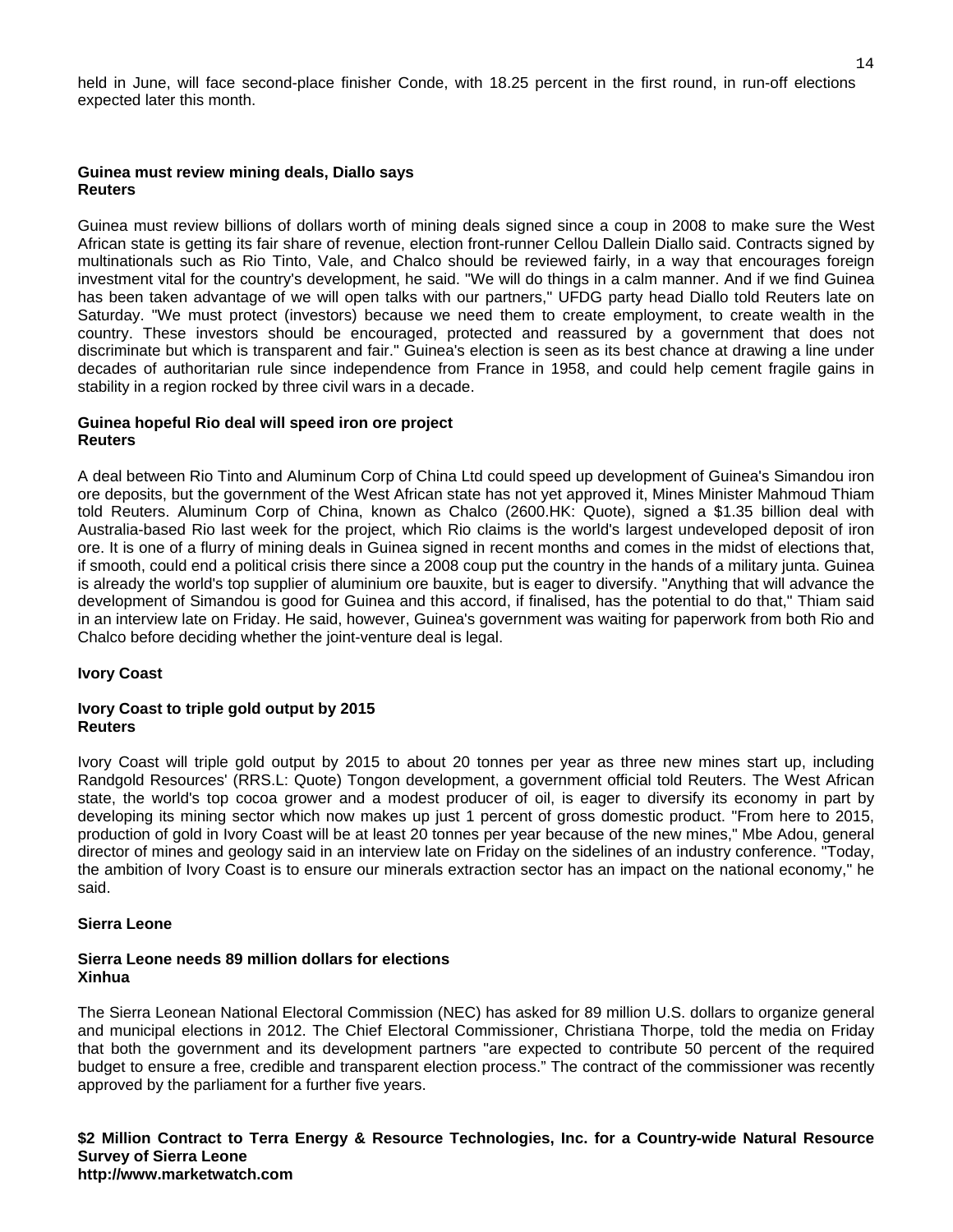held in June, will face second-place finisher Conde, with 18.25 percent in the first round, in run-off elections expected later this month.

**Guinea must review mining deals, Diallo says**
**Reuters**

Guinea must review billions of dollars worth of mining deals signed since a coup in 2008 to make sure the West African state is getting its fair share of revenue, election front-runner Cellou Dallein Diallo said. Contracts signed by multinationals such as Rio Tinto, Vale, and Chalco should be reviewed fairly, in a way that encourages foreign investment vital for the country's development, he said. "We will do things in a calm manner. And if we find Guinea has been taken advantage of we will open talks with our partners," UFDG party head Diallo told Reuters late on Saturday. "We must protect (investors) because we need them to create employment, to create wealth in the country. These investors should be encouraged, protected and reassured by a government that does not discriminate but which is transparent and fair." Guinea's election is seen as its best chance at drawing a line under decades of authoritarian rule since independence from France in 1958, and could help cement fragile gains in stability in a region rocked by three civil wars in a decade.

**Guinea hopeful Rio deal will speed iron ore project**
**Reuters**

A deal between Rio Tinto and Aluminum Corp of China Ltd could speed up development of Guinea's Simandou iron ore deposits, but the government of the West African state has not yet approved it, Mines Minister Mahmoud Thiam told Reuters. Aluminum Corp of China, known as Chalco (2600.HK: Quote), signed a $1.35 billion deal with Australia-based Rio last week for the project, which Rio claims is the world's largest undeveloped deposit of iron ore. It is one of a flurry of mining deals in Guinea signed in recent months and comes in the midst of elections that, if smooth, could end a political crisis there since a 2008 coup put the country in the hands of a military junta. Guinea is already the world's top supplier of aluminium ore bauxite, but is eager to diversify. "Anything that will advance the development of Simandou is good for Guinea and this accord, if finalised, has the potential to do that," Thiam said in an interview late on Friday. He said, however, Guinea's government was waiting for paperwork from both Rio and Chalco before deciding whether the joint-venture deal is legal.

**Ivory Coast**

**Ivory Coast to triple gold output by 2015**
**Reuters**

Ivory Coast will triple gold output by 2015 to about 20 tonnes per year as three new mines start up, including Randgold Resources' (RRS.L: Quote) Tongon development, a government official told Reuters. The West African state, the world's top cocoa grower and a modest producer of oil, is eager to diversify its economy in part by developing its mining sector which now makes up just 1 percent of gross domestic product. "From here to 2015, production of gold in Ivory Coast will be at least 20 tonnes per year because of the new mines," Mbe Adou, general director of mines and geology said in an interview late on Friday on the sidelines of an industry conference. "Today, the ambition of Ivory Coast is to ensure our minerals extraction sector has an impact on the national economy," he said.

**Sierra Leone**

**Sierra Leone needs 89 million dollars for elections**
**Xinhua**

The Sierra Leonean National Electoral Commission (NEC) has asked for 89 million U.S. dollars to organize general and municipal elections in 2012. The Chief Electoral Commissioner, Christiana Thorpe, told the media on Friday that both the government and its development partners "are expected to contribute 50 percent of the required budget to ensure a free, credible and transparent election process." The contract of the commissioner was recently approved by the parliament for a further five years.

**$2 Million Contract to Terra Energy & Resource Technologies, Inc. for a Country-wide Natural Resource Survey of Sierra Leone**
**http://www.marketwatch.com**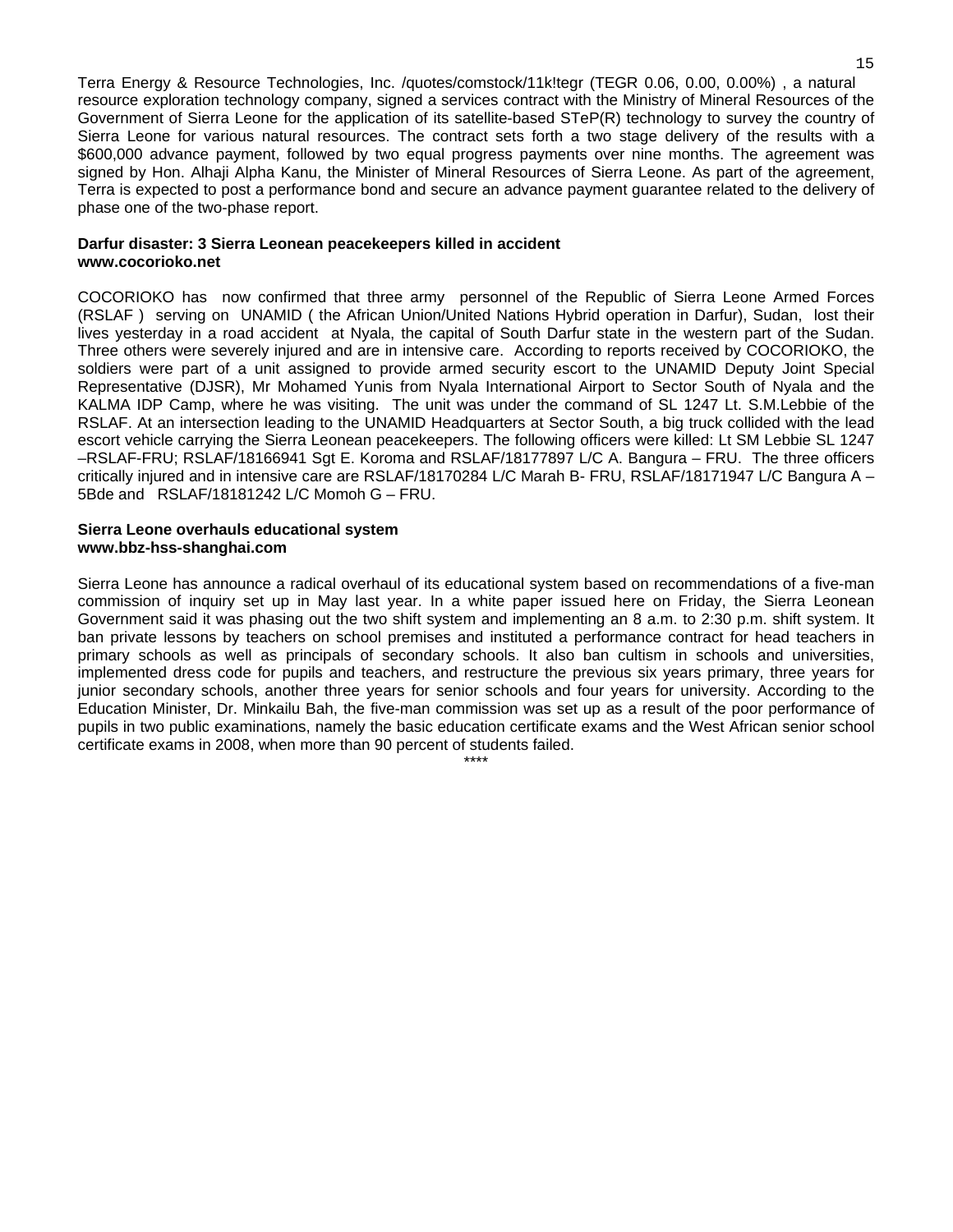Terra Energy & Resource Technologies, Inc. /quotes/comstock/11k!tegr (TEGR 0.06, 0.00, 0.00%) , a natural resource exploration technology company, signed a services contract with the Ministry of Mineral Resources of the Government of Sierra Leone for the application of its satellite-based STeP(R) technology to survey the country of Sierra Leone for various natural resources. The contract sets forth a two stage delivery of the results with a $600,000 advance payment, followed by two equal progress payments over nine months. The agreement was signed by Hon. Alhaji Alpha Kanu, the Minister of Mineral Resources of Sierra Leone. As part of the agreement, Terra is expected to post a performance bond and secure an advance payment guarantee related to the delivery of phase one of the two-phase report.

**Darfur disaster: 3 Sierra Leonean peacekeepers killed in accident**
**www.cocorioko.net**

COCORIOKO has now confirmed that three army personnel of the Republic of Sierra Leone Armed Forces (RSLAF ) serving on UNAMID ( the African Union/United Nations Hybrid operation in Darfur), Sudan, lost their lives yesterday in a road accident at Nyala, the capital of South Darfur state in the western part of the Sudan. Three others were severely injured and are in intensive care. According to reports received by COCORIOKO, the soldiers were part of a unit assigned to provide armed security escort to the UNAMID Deputy Joint Special Representative (DJSR), Mr Mohamed Yunis from Nyala International Airport to Sector South of Nyala and the KALMA IDP Camp, where he was visiting. The unit was under the command of SL 1247 Lt. S.M.Lebbie of the RSLAF. At an intersection leading to the UNAMID Headquarters at Sector South, a big truck collided with the lead escort vehicle carrying the Sierra Leonean peacekeepers. The following officers were killed: Lt SM Lebbie SL 1247 –RSLAF-FRU; RSLAF/18166941 Sgt E. Koroma and RSLAF/18177897 L/C A. Bangura – FRU. The three officers critically injured and in intensive care are RSLAF/18170284 L/C Marah B- FRU, RSLAF/18171947 L/C Bangura A – 5Bde and RSLAF/18181242 L/C Momoh G – FRU.

**Sierra Leone overhauls educational system**
**www.bbz-hss-shanghai.com**

Sierra Leone has announce a radical overhaul of its educational system based on recommendations of a five-man commission of inquiry set up in May last year. In a white paper issued here on Friday, the Sierra Leonean Government said it was phasing out the two shift system and implementing an 8 a.m. to 2:30 p.m. shift system. It ban private lessons by teachers on school premises and instituted a performance contract for head teachers in primary schools as well as principals of secondary schools. It also ban cultism in schools and universities, implemented dress code for pupils and teachers, and restructure the previous six years primary, three years for junior secondary schools, another three years for senior schools and four years for university. According to the Education Minister, Dr. Minkailu Bah, the five-man commission was set up as a result of the poor performance of pupils in two public examinations, namely the basic education certificate exams and the West African senior school certificate exams in 2008, when more than 90 percent of students failed.

****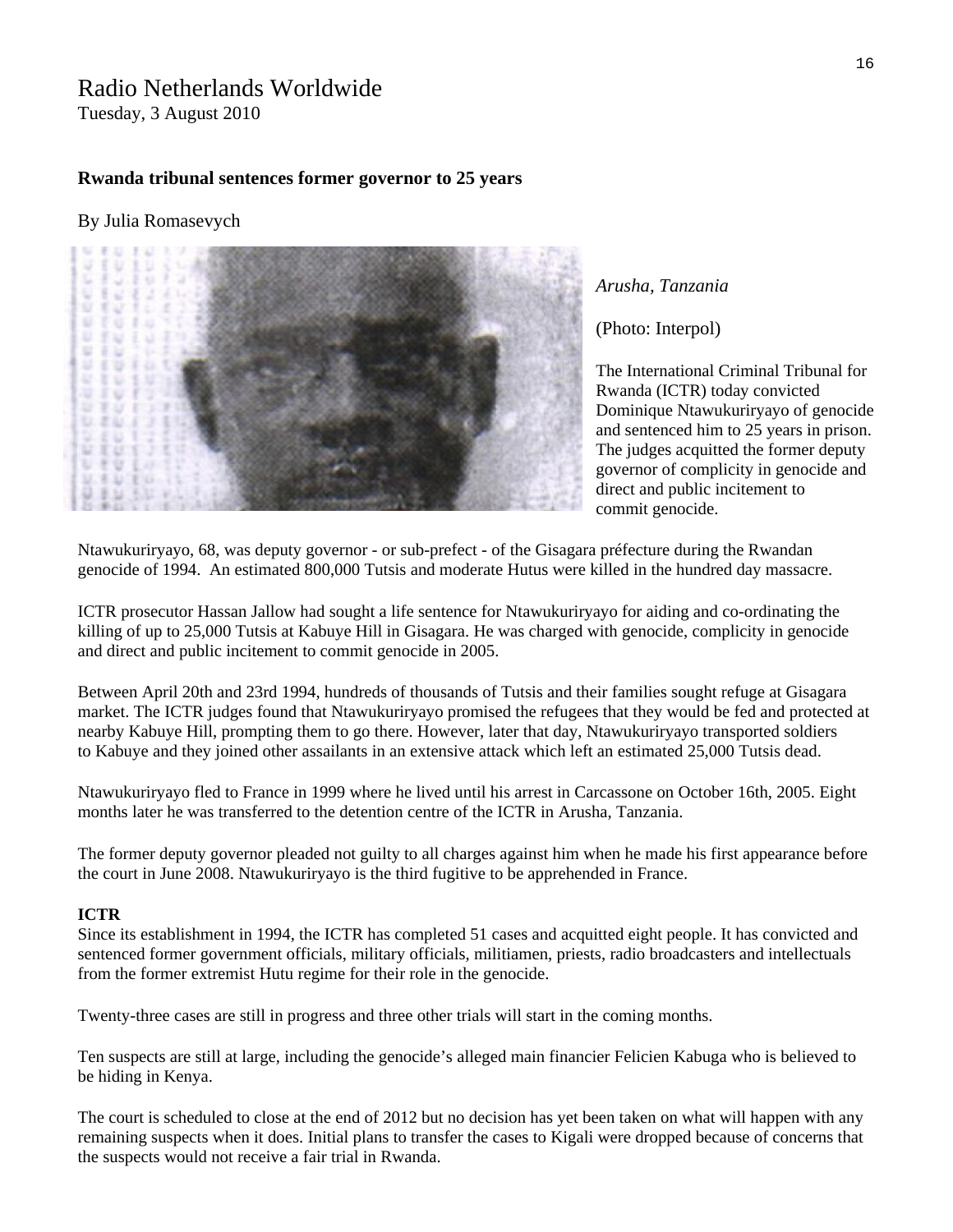Radio Netherlands Worldwide
Tuesday, 3 August 2010

**Rwanda tribunal sentences former governor to 25 years**

By Julia Romasevych

*Arusha, Tanzania*

(Photo: Interpol)

The International Criminal Tribunal for Rwanda (ICTR) today convicted Dominique Ntawukuriryayo of genocide and sentenced him to 25 years in prison. The judges acquitted the former deputy governor of complicity in genocide and direct and public incitement to commit genocide.

Ntawukuriryayo, 68, was deputy governor - or sub-prefect - of the Gisagara préfecture during the Rwandan genocide of 1994. An estimated 800,000 Tutsis and moderate Hutus were killed in the hundred day massacre.

ICTR prosecutor Hassan Jallow had sought a life sentence for Ntawukuriryayo for aiding and co-ordinating the killing of up to 25,000 Tutsis at Kabuye Hill in Gisagara. He was charged with genocide, complicity in genocide and direct and public incitement to commit genocide in 2005.

Between April 20th and 23rd 1994, hundreds of thousands of Tutsis and their families sought refuge at Gisagara market. The ICTR judges found that Ntawukuriryayo promised the refugees that they would be fed and protected at nearby Kabuye Hill, prompting them to go there. However, later that day, Ntawukuriryayo transported soldiers to Kabuye and they joined other assailants in an extensive attack which left an estimated 25,000 Tutsis dead.

Ntawukuriryayo fled to France in 1999 where he lived until his arrest in Carcassone on October 16th, 2005. Eight months later he was transferred to the detention centre of the ICTR in Arusha, Tanzania.

The former deputy governor pleaded not guilty to all charges against him when he made his first appearance before the court in June 2008. Ntawukuriryayo is the third fugitive to be apprehended in France.

**ICTR**

Since its establishment in 1994, the ICTR has completed 51 cases and acquitted eight people. It has convicted and sentenced former government officials, military officials, militiamen, priests, radio broadcasters and intellectuals from the former extremist Hutu regime for their role in the genocide.

Twenty-three cases are still in progress and three other trials will start in the coming months.

Ten suspects are still at large, including the genocide's alleged main financier Felicien Kabuga who is believed to be hiding in Kenya.

The court is scheduled to close at the end of 2012 but no decision has yet been taken on what will happen with any remaining suspects when it does. Initial plans to transfer the cases to Kigali were dropped because of concerns that the suspects would not receive a fair trial in Rwanda.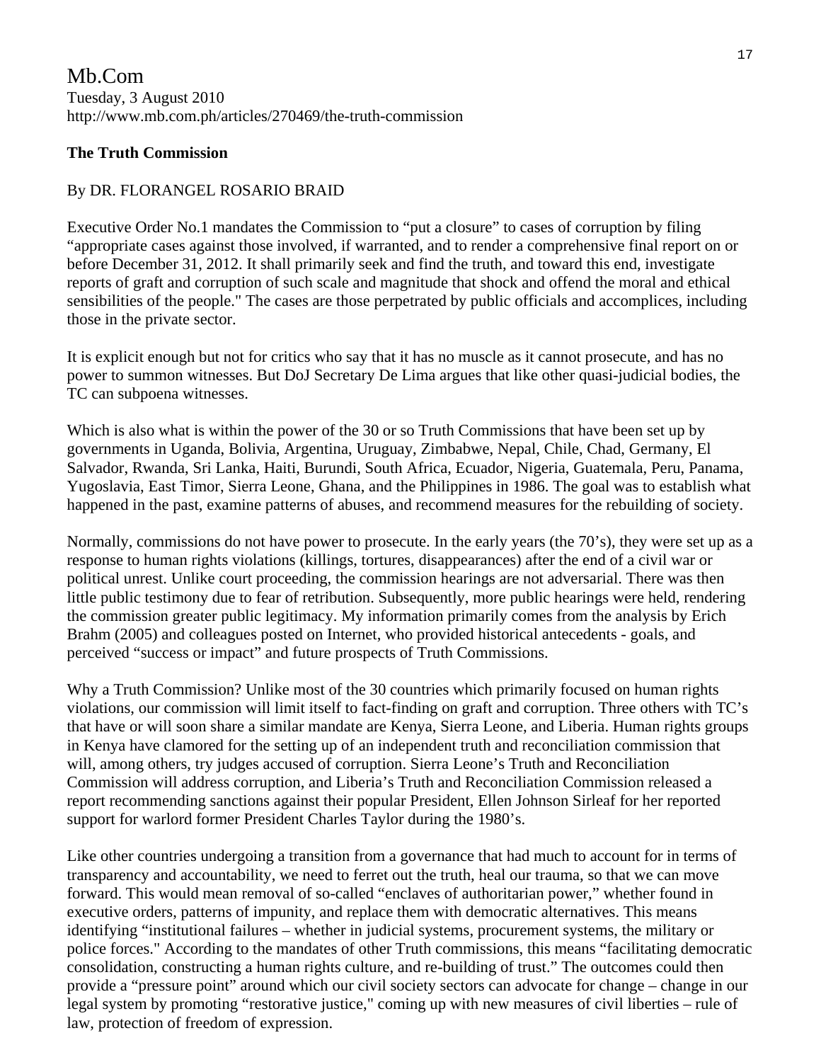Mb.Com
Tuesday, 3 August 2010
http://www.mb.com.ph/articles/270469/the-truth-commission

**The Truth Commission**

By DR. FLORANGEL ROSARIO BRAID

Executive Order No.1 mandates the Commission to "put a closure" to cases of corruption by filing "appropriate cases against those involved, if warranted, and to render a comprehensive final report on or before December 31, 2012. It shall primarily seek and find the truth, and toward this end, investigate reports of graft and corruption of such scale and magnitude that shock and offend the moral and ethical sensibilities of the people." The cases are those perpetrated by public officials and accomplices, including those in the private sector.

It is explicit enough but not for critics who say that it has no muscle as it cannot prosecute, and has no power to summon witnesses. But DoJ Secretary De Lima argues that like other quasi-judicial bodies, the TC can subpoena witnesses.

Which is also what is within the power of the 30 or so Truth Commissions that have been set up by governments in Uganda, Bolivia, Argentina, Uruguay, Zimbabwe, Nepal, Chile, Chad, Germany, El Salvador, Rwanda, Sri Lanka, Haiti, Burundi, South Africa, Ecuador, Nigeria, Guatemala, Peru, Panama, Yugoslavia, East Timor, Sierra Leone, Ghana, and the Philippines in 1986. The goal was to establish what happened in the past, examine patterns of abuses, and recommend measures for the rebuilding of society.

Normally, commissions do not have power to prosecute. In the early years (the 70's), they were set up as a response to human rights violations (killings, tortures, disappearances) after the end of a civil war or political unrest. Unlike court proceeding, the commission hearings are not adversarial. There was then little public testimony due to fear of retribution. Subsequently, more public hearings were held, rendering the commission greater public legitimacy. My information primarily comes from the analysis by Erich Brahm (2005) and colleagues posted on Internet, who provided historical antecedents - goals, and perceived "success or impact" and future prospects of Truth Commissions.

Why a Truth Commission? Unlike most of the 30 countries which primarily focused on human rights violations, our commission will limit itself to fact-finding on graft and corruption. Three others with TC's that have or will soon share a similar mandate are Kenya, Sierra Leone, and Liberia. Human rights groups in Kenya have clamored for the setting up of an independent truth and reconciliation commission that will, among others, try judges accused of corruption. Sierra Leone's Truth and Reconciliation Commission will address corruption, and Liberia's Truth and Reconciliation Commission released a report recommending sanctions against their popular President, Ellen Johnson Sirleaf for her reported support for warlord former President Charles Taylor during the 1980's.

Like other countries undergoing a transition from a governance that had much to account for in terms of transparency and accountability, we need to ferret out the truth, heal our trauma, so that we can move forward. This would mean removal of so-called "enclaves of authoritarian power," whether found in executive orders, patterns of impunity, and replace them with democratic alternatives. This means identifying "institutional failures – whether in judicial systems, procurement systems, the military or police forces." According to the mandates of other Truth commissions, this means "facilitating democratic consolidation, constructing a human rights culture, and re-building of trust." The outcomes could then provide a "pressure point" around which our civil society sectors can advocate for change – change in our legal system by promoting "restorative justice," coming up with new measures of civil liberties – rule of law, protection of freedom of expression.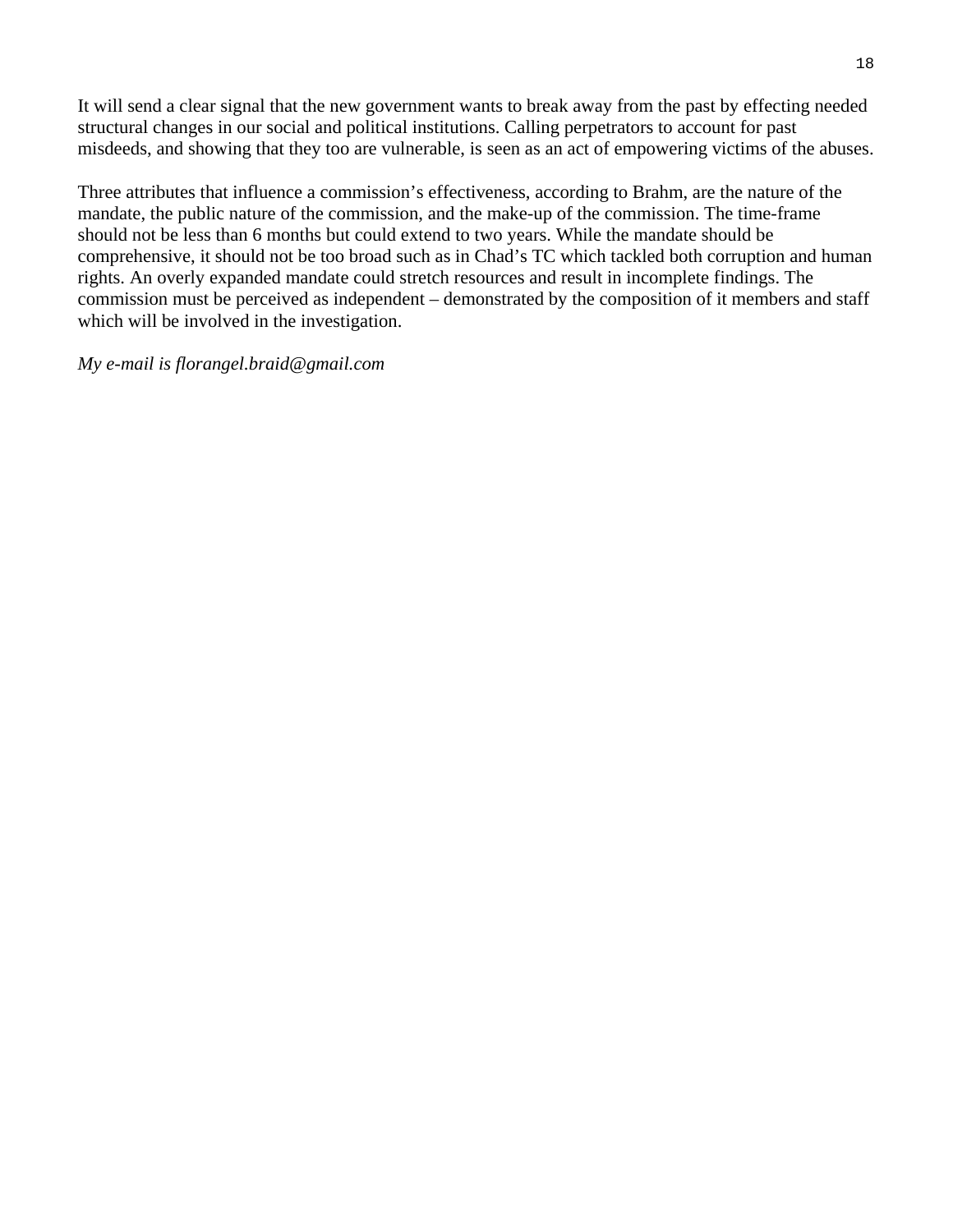It will send a clear signal that the new government wants to break away from the past by effecting needed structural changes in our social and political institutions. Calling perpetrators to account for past misdeeds, and showing that they too are vulnerable, is seen as an act of empowering victims of the abuses.

Three attributes that influence a commission's effectiveness, according to Brahm, are the nature of the mandate, the public nature of the commission, and the make-up of the commission. The time-frame should not be less than 6 months but could extend to two years. While the mandate should be comprehensive, it should not be too broad such as in Chad's TC which tackled both corruption and human rights. An overly expanded mandate could stretch resources and result in incomplete findings. The commission must be perceived as independent – demonstrated by the composition of it members and staff which will be involved in the investigation.

*My e-mail is florangel.braid@gmail.com*